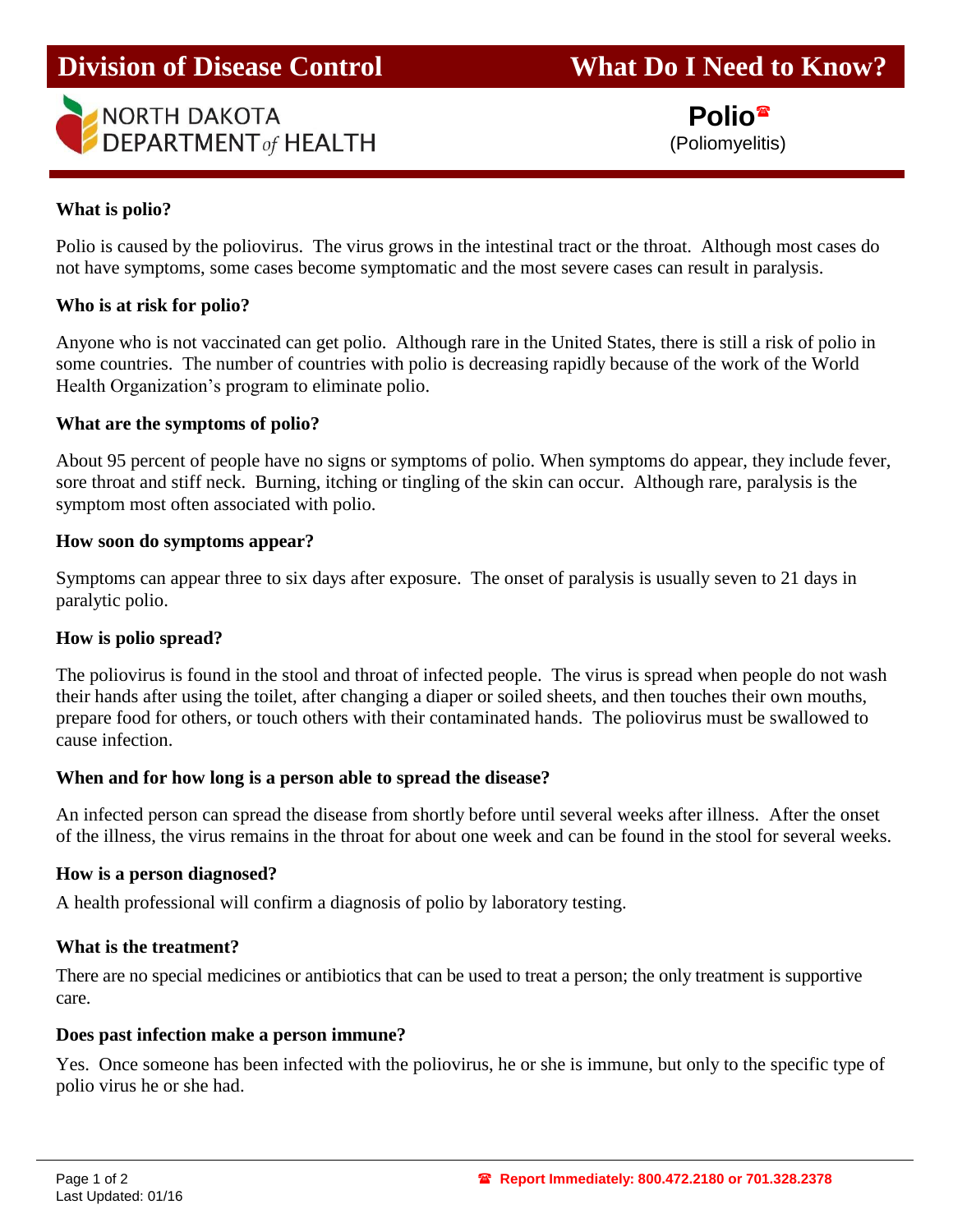# Division of Disease Control — What Do I Need to Know?

NORTH DAKOTA DEPARTMENT *of* HEALTH

## Polio☎

(Poliomyelitis)

### What is polio?

Polio is caused by the poliovirus. The virus grows in the intestinal tract or the throat. Although most cases do not have symptoms, some cases become symptomatic and the most severe cases can result in paralysis.

### Who is at risk for polio?

Anyone who is not vaccinated can get polio. Although rare in the United States, there is still a risk of polio in some countries. The number of countries with polio is decreasing rapidly because of the work of the World Health Organization's program to eliminate polio.

### What are the symptoms of polio?

About 95 percent of people have no signs or symptoms of polio. When symptoms do appear, they include fever, sore throat and stiff neck. Burning, itching or tingling of the skin can occur. Although rare, paralysis is the symptom most often associated with polio.

### How soon do symptoms appear?

Symptoms can appear three to six days after exposure. The onset of paralysis is usually seven to 21 days in paralytic polio.

### How is polio spread?

The poliovirus is found in the stool and throat of infected people. The virus is spread when people do not wash their hands after using the toilet, after changing a diaper or soiled sheets, and then touches their own mouths, prepare food for others, or touch others with their contaminated hands. The poliovirus must be swallowed to cause infection.

### When and for how long is a person able to spread the disease?

An infected person can spread the disease from shortly before until several weeks after illness. After the onset of the illness, the virus remains in the throat for about one week and can be found in the stool for several weeks.

### How is a person diagnosed?

A health professional will confirm a diagnosis of polio by laboratory testing.

### What is the treatment?

There are no special medicines or antibiotics that can be used to treat a person; the only treatment is supportive care.

### Does past infection make a person immune?

Yes. Once someone has been infected with the poliovirus, he or she is immune, but only to the specific type of polio virus he or she had.

Last Updated: 01/16

☎ **Report Immediately: 800.472.2180 or 701.328.2378**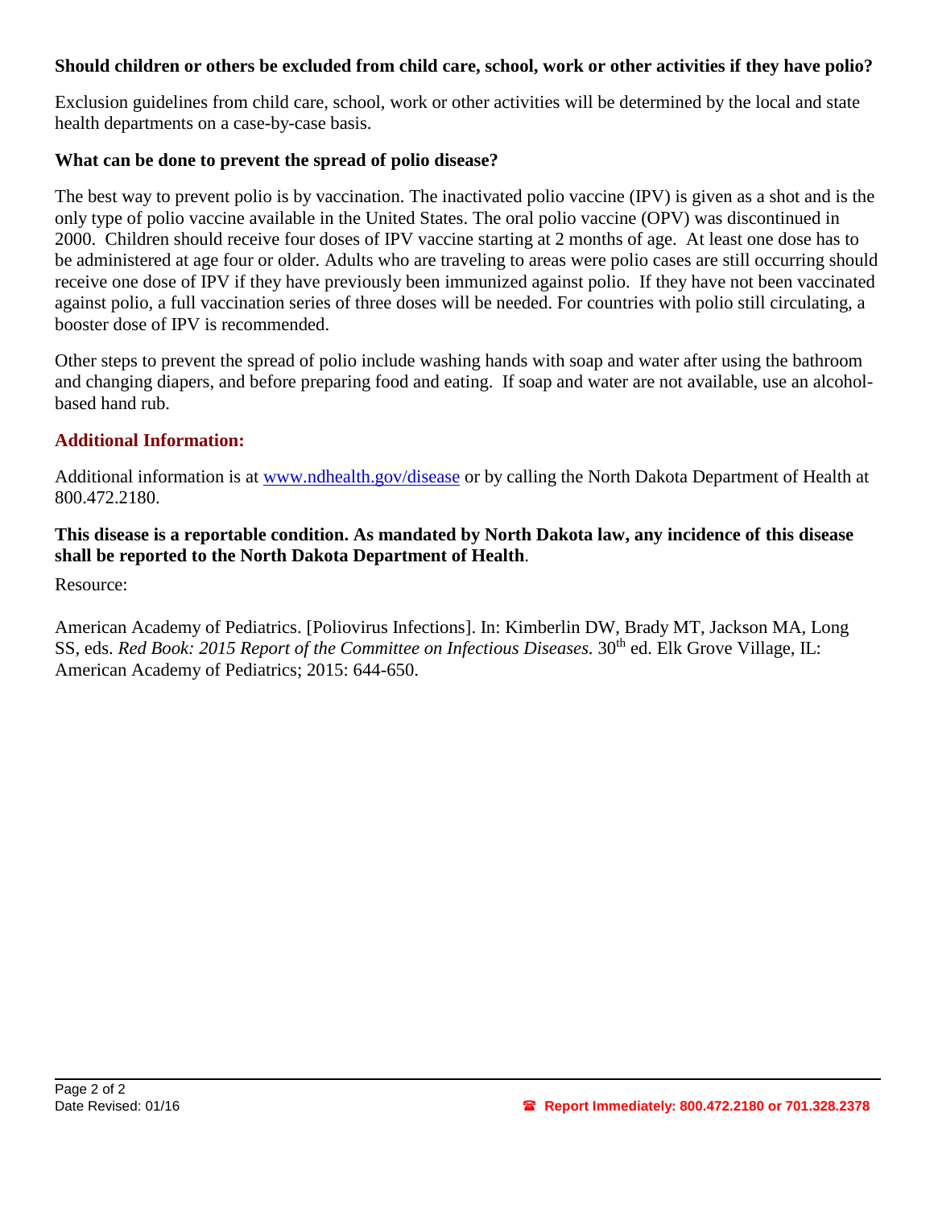**Should children or others be excluded from child care, school, work or other activities if they have polio?**

Exclusion guidelines from child care, school, work or other activities will be determined by the local and state health departments on a case-by-case basis.

**What can be done to prevent the spread of polio disease?**

The best way to prevent polio is by vaccination. The inactivated polio vaccine (IPV) is given as a shot and is the only type of polio vaccine available in the United States. The oral polio vaccine (OPV) was discontinued in 2000. Children should receive four doses of IPV vaccine starting at 2 months of age. At least one dose has to be administered at age four or older. Adults who are traveling to areas were polio cases are still occurring should receive one dose of IPV if they have previously been immunized against polio. If they have not been vaccinated against polio, a full vaccination series of three doses will be needed. For countries with polio still circulating, a booster dose of IPV is recommended.

Other steps to prevent the spread of polio include washing hands with soap and water after using the bathroom and changing diapers, and before preparing food and eating. If soap and water are not available, use an alcohol-based hand rub.

## Additional Information:

Additional information is at [www.ndhealth.gov/disease](www.ndhealth.gov/disease) or by calling the North Dakota Department of Health at 800.472.2180.

**This disease is a reportable condition. As mandated by North Dakota law, any incidence of this disease shall be reported to the North Dakota Department of Health**.

Resource:

American Academy of Pediatrics. [Poliovirus Infections]. In: Kimberlin DW, Brady MT, Jackson MA, Long SS, eds. *Red Book: 2015 Report of the Committee on Infectious Diseases.* 30th ed. Elk Grove Village, IL: American Academy of Pediatrics; 2015: 644-650.

Date Revised: 01/16

☎ **Report Immediately: 800.472.2180 or 701.328.2378**